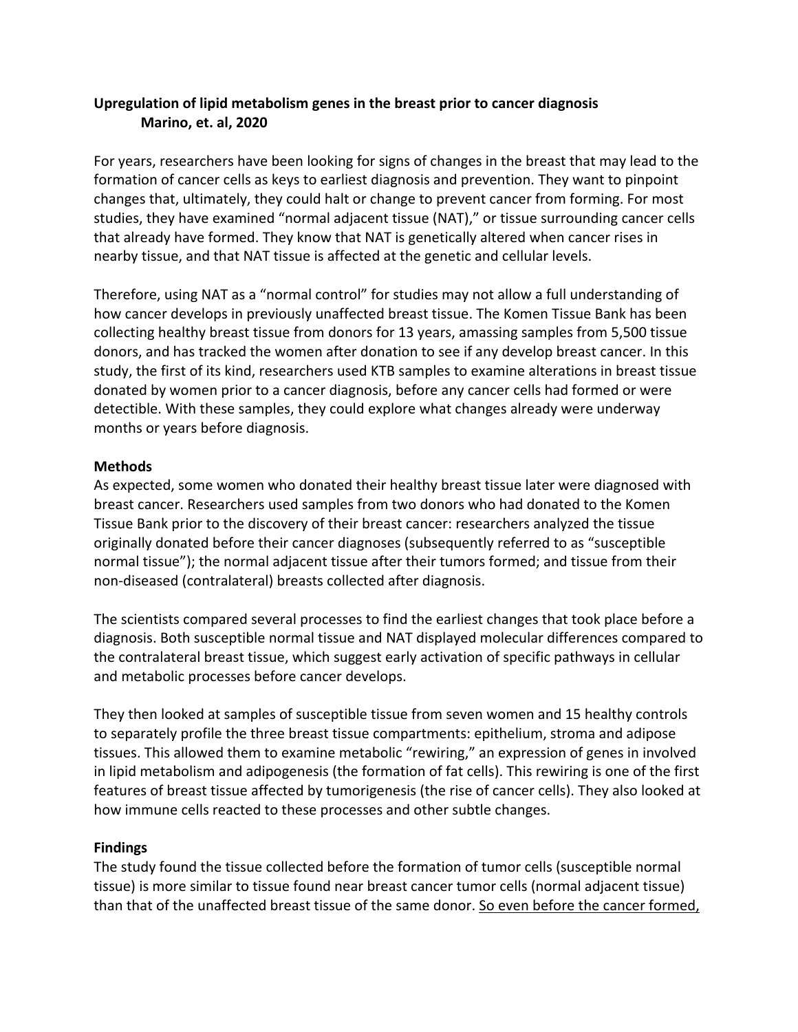**Upregulation of lipid metabolism genes in the breast prior to cancer diagnosis**
**Marino, et. al, 2020**

For years, researchers have been looking for signs of changes in the breast that may lead to the formation of cancer cells as keys to earliest diagnosis and prevention. They want to pinpoint changes that, ultimately, they could halt or change to prevent cancer from forming. For most studies, they have examined "normal adjacent tissue (NAT)," or tissue surrounding cancer cells that already have formed. They know that NAT is genetically altered when cancer rises in nearby tissue, and that NAT tissue is affected at the genetic and cellular levels.

Therefore, using NAT as a "normal control" for studies may not allow a full understanding of how cancer develops in previously unaffected breast tissue. The Komen Tissue Bank has been collecting healthy breast tissue from donors for 13 years, amassing samples from 5,500 tissue donors, and has tracked the women after donation to see if any develop breast cancer. In this study, the first of its kind, researchers used KTB samples to examine alterations in breast tissue donated by women prior to a cancer diagnosis, before any cancer cells had formed or were detectible. With these samples, they could explore what changes already were underway months or years before diagnosis.

**Methods**

As expected, some women who donated their healthy breast tissue later were diagnosed with breast cancer. Researchers used samples from two donors who had donated to the Komen Tissue Bank prior to the discovery of their breast cancer: researchers analyzed the tissue originally donated before their cancer diagnoses (subsequently referred to as "susceptible normal tissue"); the normal adjacent tissue after their tumors formed; and tissue from their non-diseased (contralateral) breasts collected after diagnosis.

The scientists compared several processes to find the earliest changes that took place before a diagnosis. Both susceptible normal tissue and NAT displayed molecular differences compared to the contralateral breast tissue, which suggest early activation of specific pathways in cellular and metabolic processes before cancer develops.

They then looked at samples of susceptible tissue from seven women and 15 healthy controls to separately profile the three breast tissue compartments: epithelium, stroma and adipose tissues. This allowed them to examine metabolic "rewiring," an expression of genes in involved in lipid metabolism and adipogenesis (the formation of fat cells). This rewiring is one of the first features of breast tissue affected by tumorigenesis (the rise of cancer cells). They also looked at how immune cells reacted to these processes and other subtle changes.

**Findings**

The study found the tissue collected before the formation of tumor cells (susceptible normal tissue) is more similar to tissue found near breast cancer tumor cells (normal adjacent tissue) than that of the unaffected breast tissue of the same donor. <u>So even before the cancer formed,</u>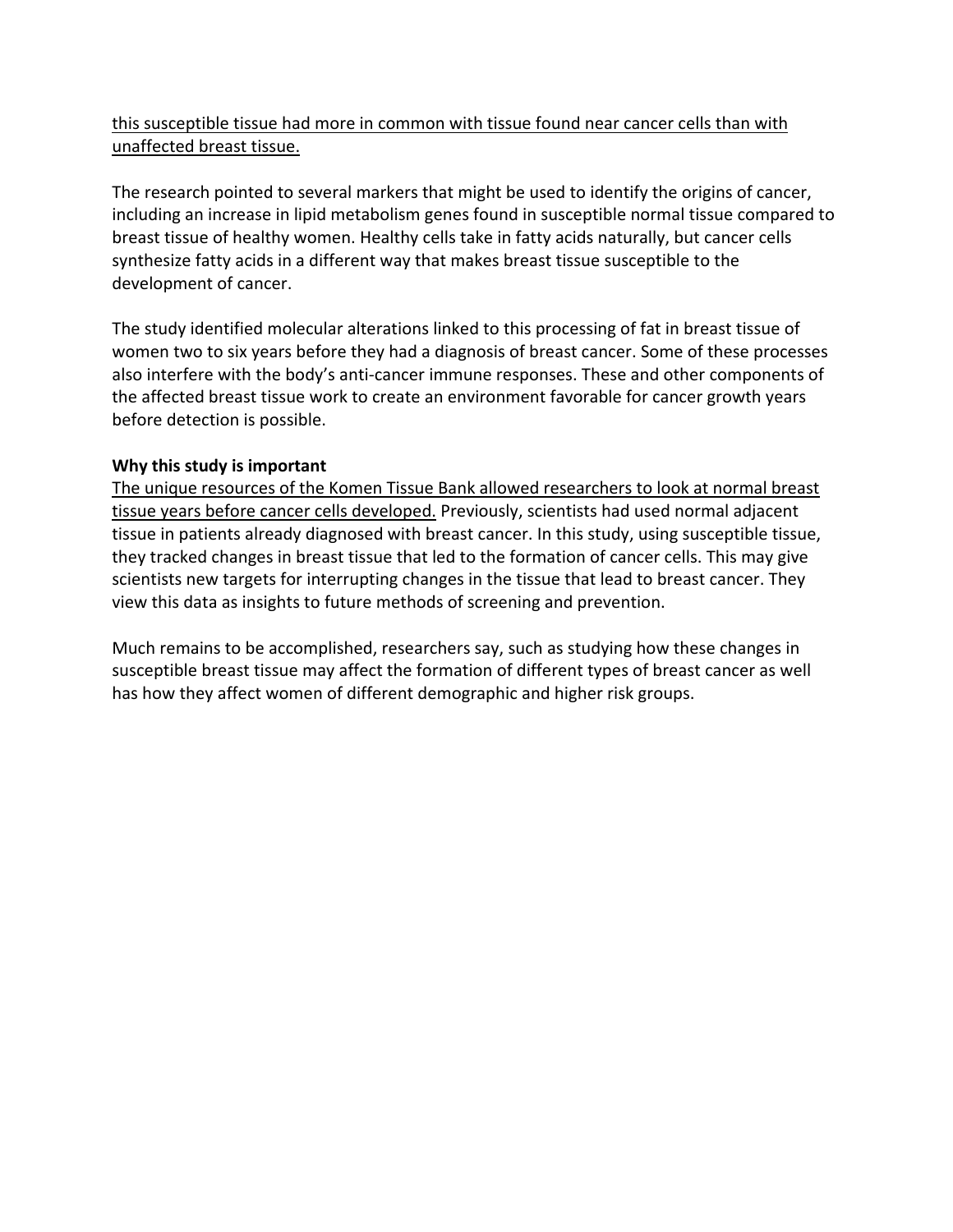<u>this susceptible tissue had more in common with tissue found near cancer cells than with unaffected breast tissue.</u>

The research pointed to several markers that might be used to identify the origins of cancer, including an increase in lipid metabolism genes found in susceptible normal tissue compared to breast tissue of healthy women. Healthy cells take in fatty acids naturally, but cancer cells synthesize fatty acids in a different way that makes breast tissue susceptible to the development of cancer.

The study identified molecular alterations linked to this processing of fat in breast tissue of women two to six years before they had a diagnosis of breast cancer. Some of these processes also interfere with the body's anti-cancer immune responses. These and other components of the affected breast tissue work to create an environment favorable for cancer growth years before detection is possible.

**Why this study is important**

<u>The unique resources of the Komen Tissue Bank allowed researchers to look at normal breast tissue years before cancer cells developed.</u> Previously, scientists had used normal adjacent tissue in patients already diagnosed with breast cancer. In this study, using susceptible tissue, they tracked changes in breast tissue that led to the formation of cancer cells. This may give scientists new targets for interrupting changes in the tissue that lead to breast cancer. They view this data as insights to future methods of screening and prevention.

Much remains to be accomplished, researchers say, such as studying how these changes in susceptible breast tissue may affect the formation of different types of breast cancer as well has how they affect women of different demographic and higher risk groups.